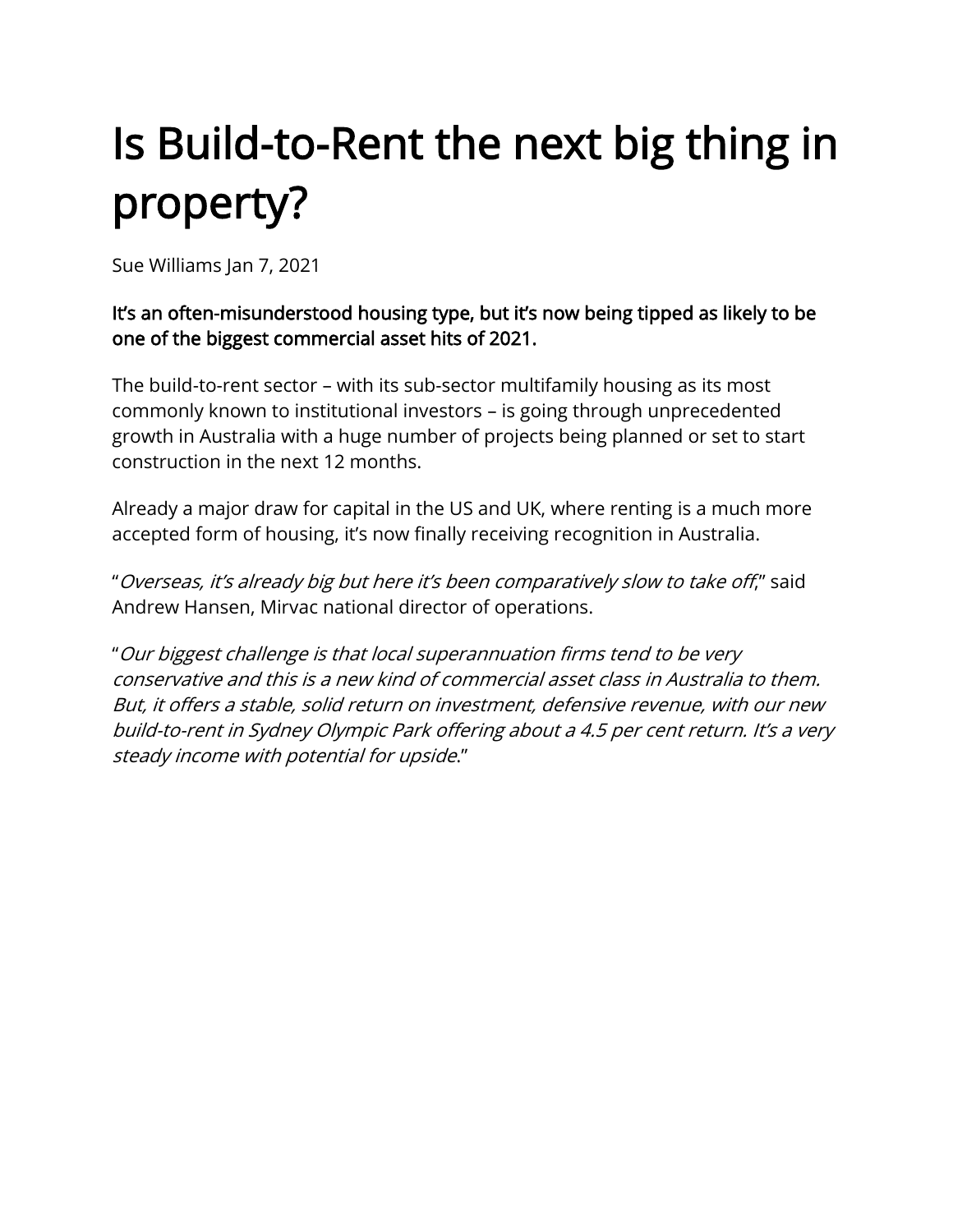# Is Build-to-Rent the next big thing in property?

Sue Williams Jan 7, 2021

**It's an often-misunderstood housing type, but it's now being tipped as likely to be one of the biggest commercial asset hits of 2021.**

The build-to-rent sector – with its sub-sector multifamily housing as its most commonly known to institutional investors – is going through unprecedented growth in Australia with a huge number of projects being planned or set to start construction in the next 12 months.

Already a major draw for capital in the US and UK, where renting is a much more accepted form of housing, it's now finally receiving recognition in Australia.

"*Overseas, it's already big but here it's been comparatively slow to take off*," said Andrew Hansen, Mirvac national director of operations.

"*Our biggest challenge is that local superannuation firms tend to be very conservative and this is a new kind of commercial asset class in Australia to them. But, it offers a stable, solid return on investment, defensive revenue, with our new build-to-rent in Sydney Olympic Park offering about a 4.5 per cent return. It's a very steady income with potential for upside*."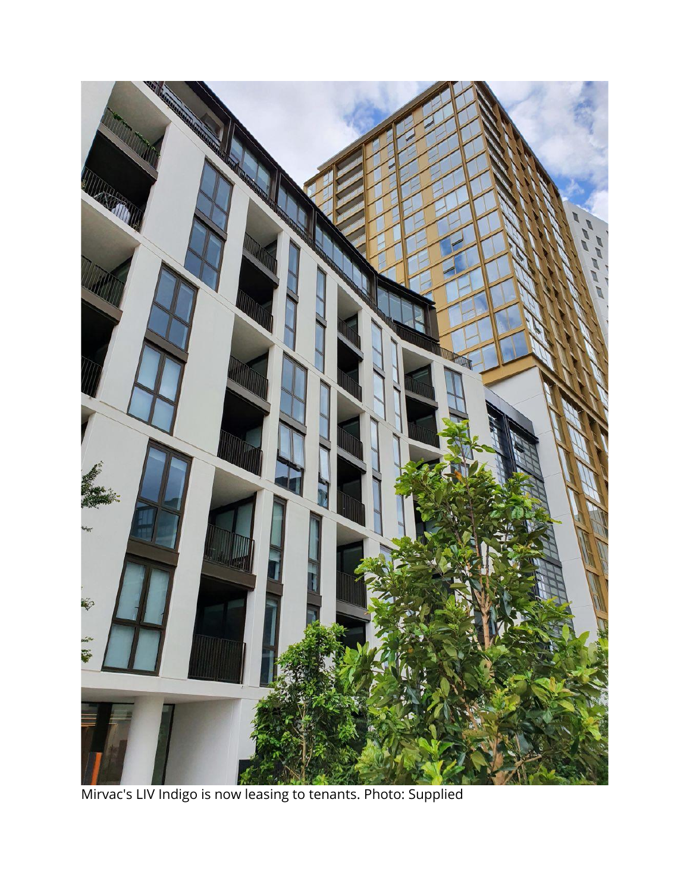Mirvac's LIV Indigo is now leasing to tenants. Photo: Supplied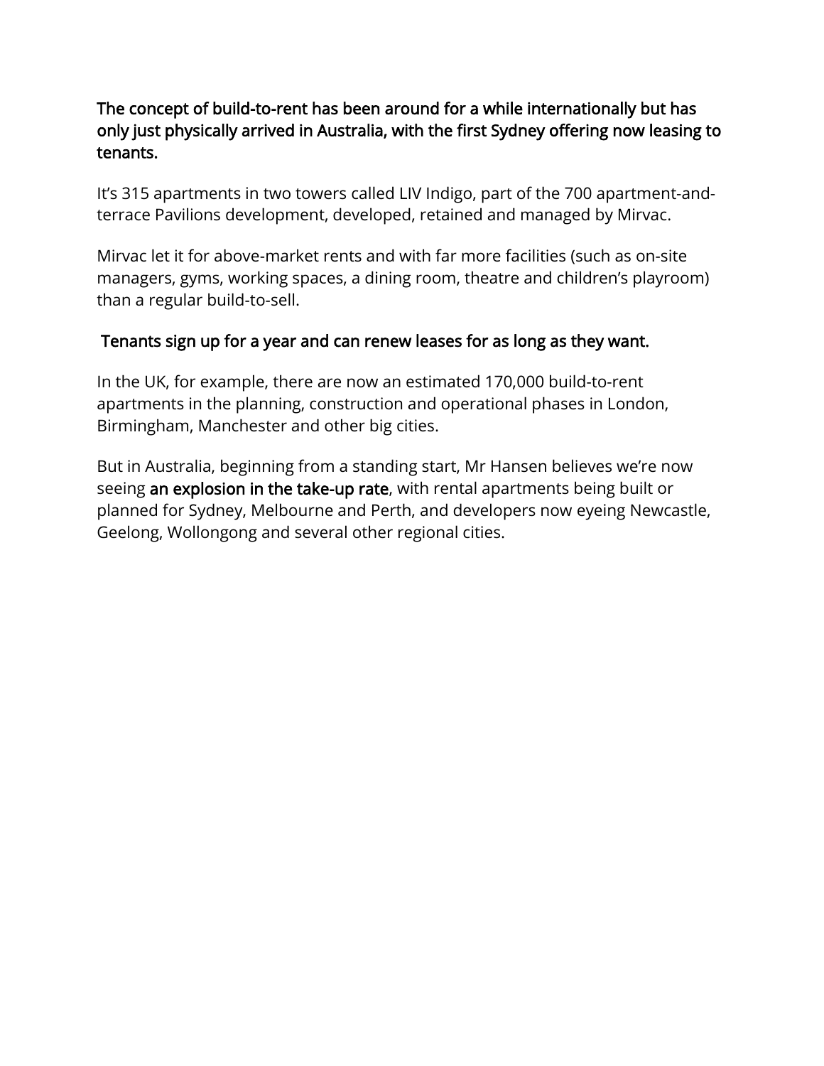**The concept of build-to-rent has been around for a while internationally but has only just physically arrived in Australia, with the first Sydney offering now leasing to tenants.**

It's 315 apartments in two towers called LIV Indigo, part of the 700 apartment-and-terrace Pavilions development, developed, retained and managed by Mirvac.

Mirvac let it for above-market rents and with far more facilities (such as on-site managers, gyms, working spaces, a dining room, theatre and children's playroom) than a regular build-to-sell.

**Tenants sign up for a year and can renew leases for as long as they want.**

In the UK, for example, there are now an estimated 170,000 build-to-rent apartments in the planning, construction and operational phases in London, Birmingham, Manchester and other big cities.

But in Australia, beginning from a standing start, Mr Hansen believes we're now seeing **an explosion in the take-up rate**, with rental apartments being built or planned for Sydney, Melbourne and Perth, and developers now eyeing Newcastle, Geelong, Wollongong and several other regional cities.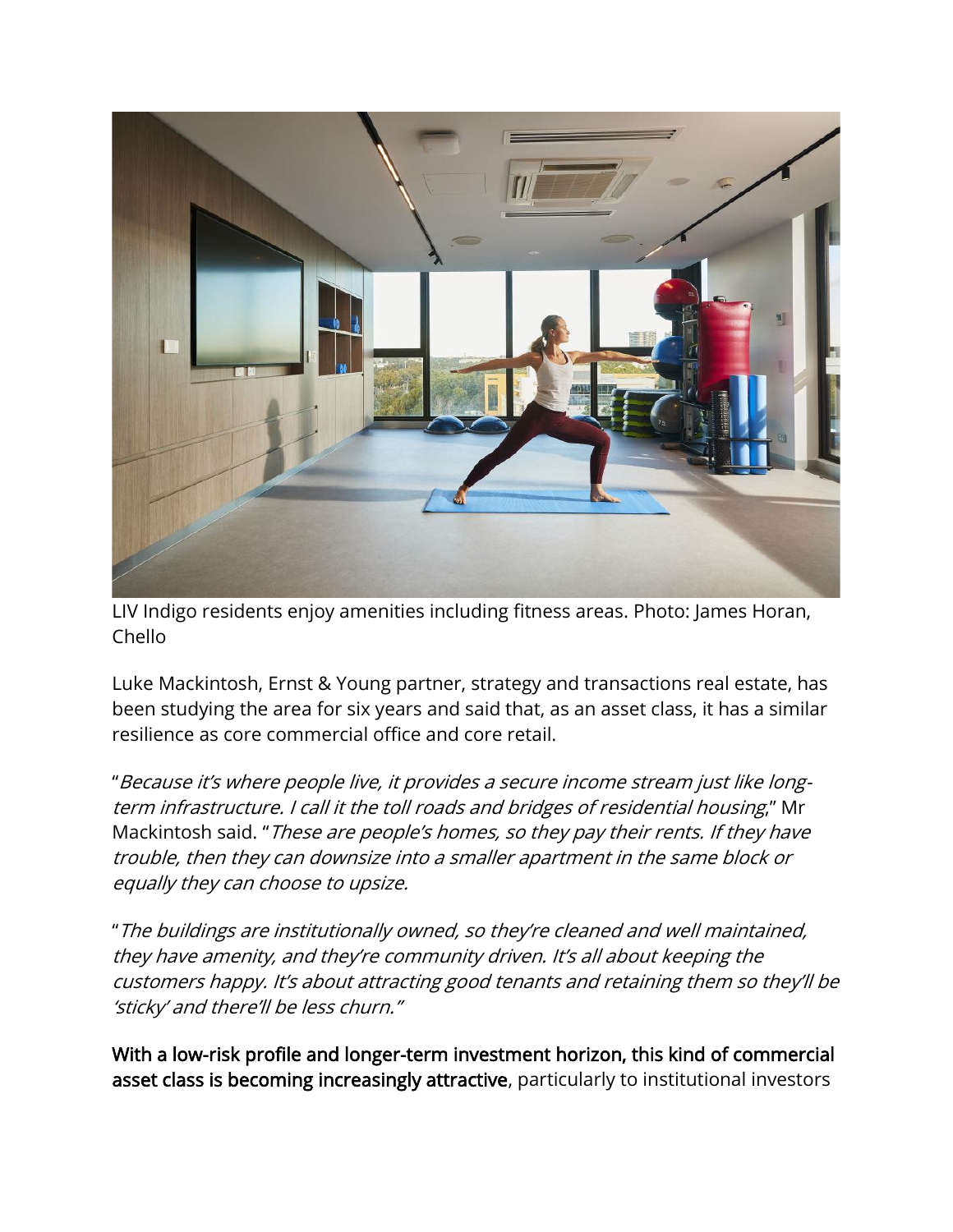LIV Indigo residents enjoy amenities including fitness areas. Photo: James Horan, Chello

Luke Mackintosh, Ernst & Young partner, strategy and transactions real estate, has been studying the area for six years and said that, as an asset class, it has a similar resilience as core commercial office and core retail.

"*Because it's where people live, it provides a secure income stream just like long-term infrastructure. I call it the toll roads and bridges of residential housing*," Mr Mackintosh said. "*These are people's homes, so they pay their rents. If they have trouble, then they can downsize into a smaller apartment in the same block or equally they can choose to upsize.*

"*The buildings are institutionally owned, so they're cleaned and well maintained, they have amenity, and they're community driven. It's all about keeping the customers happy. It's about attracting good tenants and retaining them so they'll be 'sticky' and there'll be less churn.*"

**With a low-risk profile and longer-term investment horizon, this kind of commercial asset class is becoming increasingly attractive**, particularly to institutional investors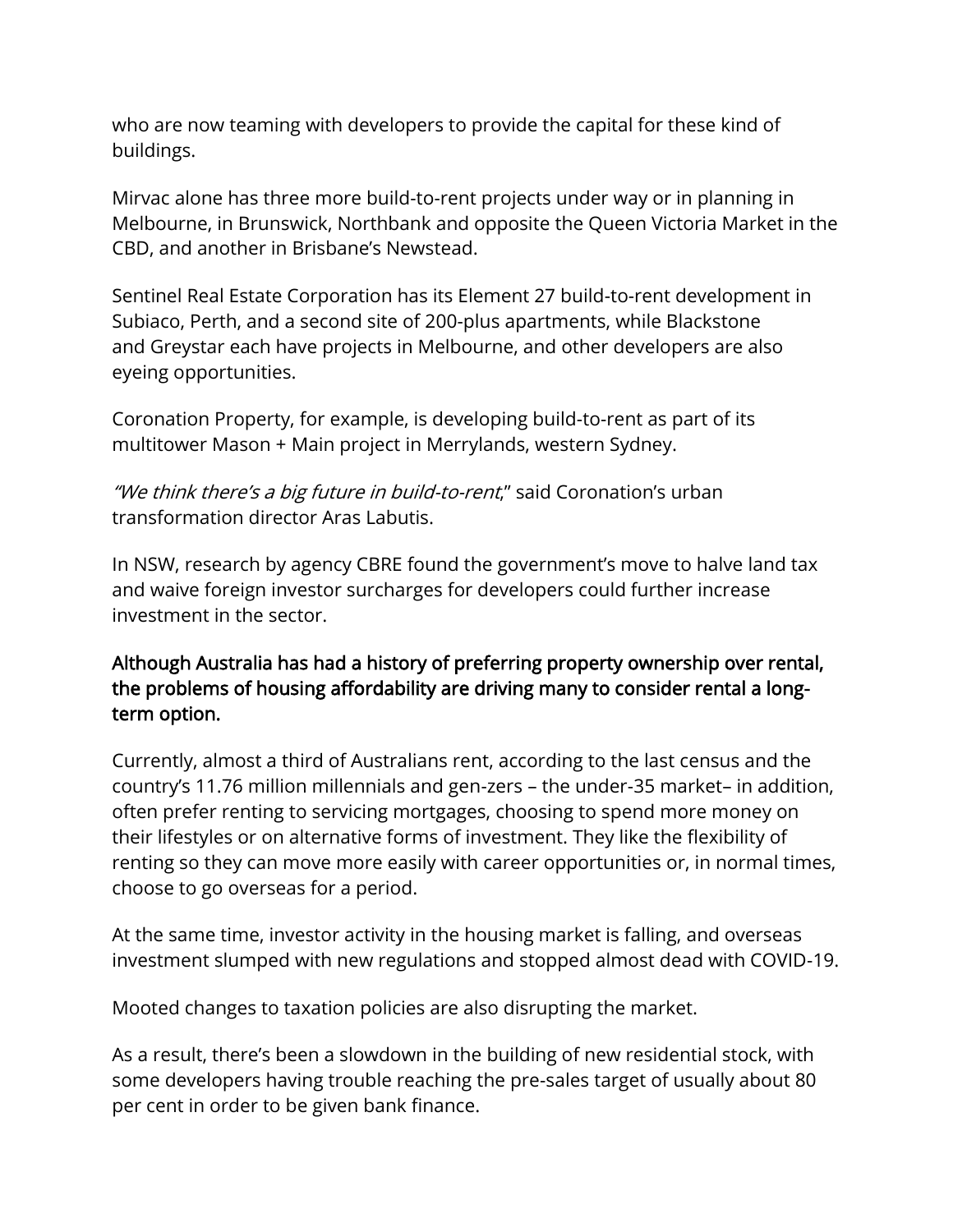who are now teaming with developers to provide the capital for these kind of buildings.

Mirvac alone has three more build-to-rent projects under way or in planning in Melbourne, in Brunswick, Northbank and opposite the Queen Victoria Market in the CBD, and another in Brisbane's Newstead.

Sentinel Real Estate Corporation has its Element 27 build-to-rent development in Subiaco, Perth, and a second site of 200-plus apartments, while Blackstone and Greystar each have projects in Melbourne, and other developers are also eyeing opportunities.

Coronation Property, for example, is developing build-to-rent as part of its multitower Mason + Main project in Merrylands, western Sydney.

*"We think there's a big future in build-to-rent*," said Coronation's urban transformation director Aras Labutis.

In NSW, research by agency CBRE found the government's move to halve land tax and waive foreign investor surcharges for developers could further increase investment in the sector.

**Although Australia has had a history of preferring property ownership over rental, the problems of housing affordability are driving many to consider rental a long-term option.**

Currently, almost a third of Australians rent, according to the last census and the country's 11.76 million millennials and gen-zers – the under-35 market– in addition, often prefer renting to servicing mortgages, choosing to spend more money on their lifestyles or on alternative forms of investment. They like the flexibility of renting so they can move more easily with career opportunities or, in normal times, choose to go overseas for a period.

At the same time, investor activity in the housing market is falling, and overseas investment slumped with new regulations and stopped almost dead with COVID-19.

Mooted changes to taxation policies are also disrupting the market.

As a result, there's been a slowdown in the building of new residential stock, with some developers having trouble reaching the pre-sales target of usually about 80 per cent in order to be given bank finance.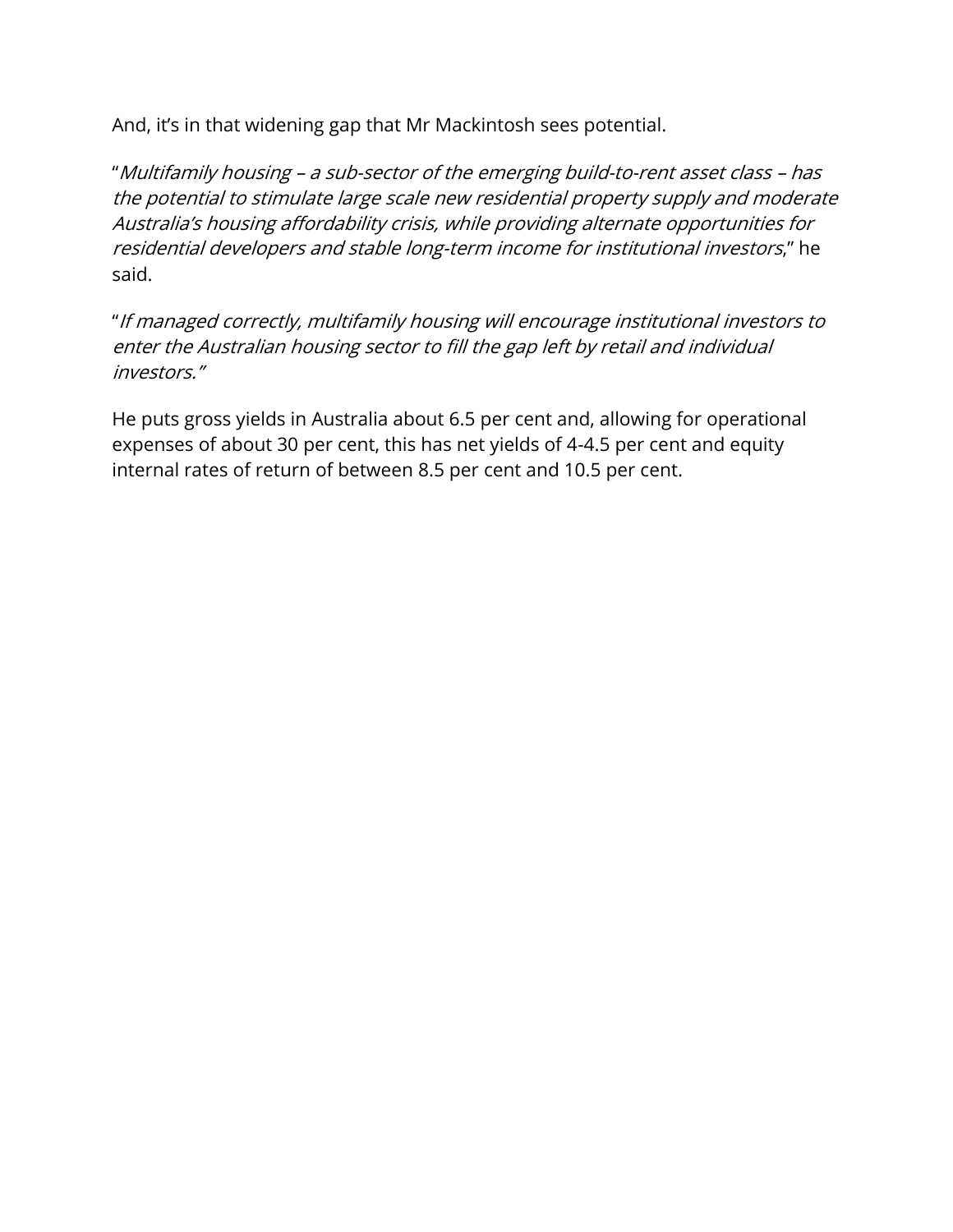And, it’s in that widening gap that Mr Mackintosh sees potential.

“*Multifamily housing – a sub-sector of the emerging build-to-rent asset class – has the potential to stimulate large scale new residential property supply and moderate Australia’s housing affordability crisis, while providing alternate opportunities for residential developers and stable long-term income for institutional investors*,” he said.

“*If managed correctly, multifamily housing will encourage institutional investors to enter the Australian housing sector to fill the gap left by retail and individual investors.”*

He puts gross yields in Australia about 6.5 per cent and, allowing for operational expenses of about 30 per cent, this has net yields of 4-4.5 per cent and equity internal rates of return of between 8.5 per cent and 10.5 per cent.